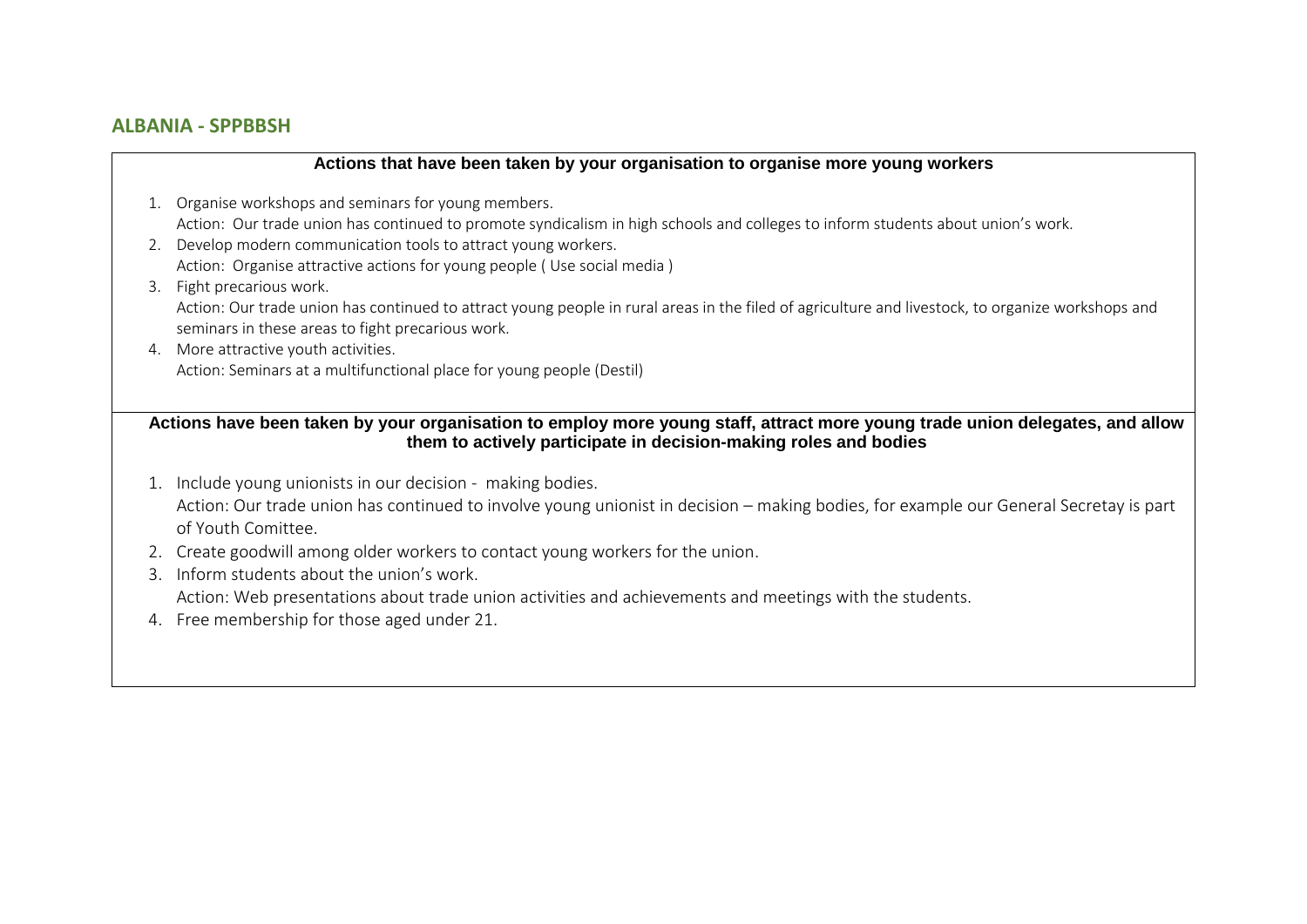## ALBANIA - SPPBBSH

**Actions that have been taken by your organisation to organise more young workers**

1. Organise workshops and seminars for young members.
   Action: Our trade union has continued to promote syndicalism in high schools and colleges to inform students about union's work.
2. Develop modern communication tools to attract young workers.
   Action: Organise attractive actions for young people ( Use social media )
3. Fight precarious work.
   Action: Our trade union has continued to attract young people in rural areas in the filed of agriculture and livestock, to organize workshops and seminars in these areas to fight precarious work.
4. More attractive youth activities.
   Action: Seminars at a multifunctional place for young people (Destil)

**Actions have been taken by your organisation to employ more young staff, attract more young trade union delegates, and allow them to actively participate in decision-making roles and bodies**

1. Include young unionists in our decision - making bodies.
   Action: Our trade union has continued to involve young unionist in decision – making bodies, for example our General Secretay is part of Youth Comittee.
2. Create goodwill among older workers to contact young workers for the union.
3. Inform students about the union's work.
   Action: Web presentations about trade union activities and achievements and meetings with the students.
4. Free membership for those aged under 21.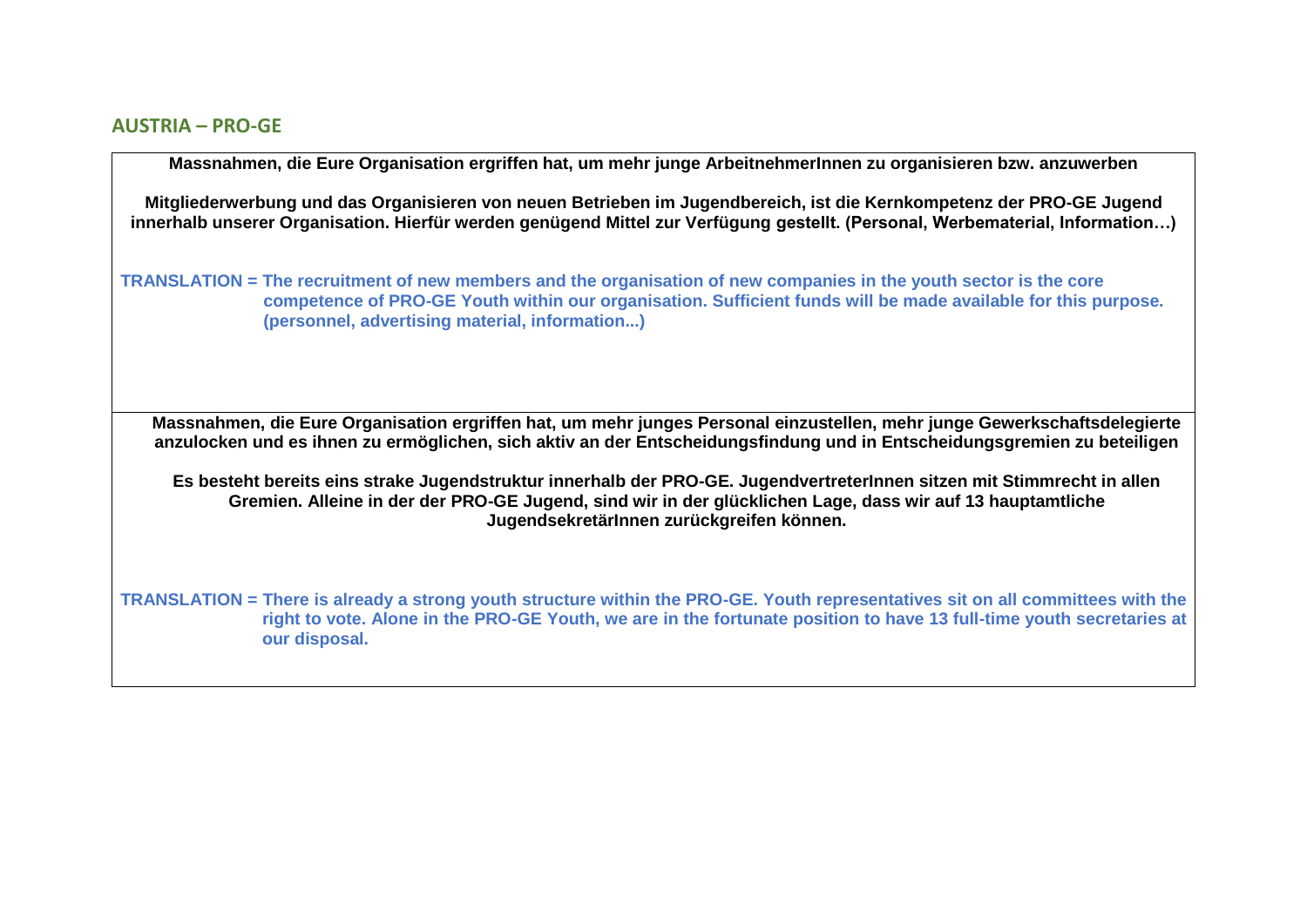## AUSTRIA – PRO-GE

| **Massnahmen, die Eure Organisation ergriffen hat, um mehr junge ArbeitnehmerInnen zu organisieren bzw. anzuwerben**<br><br>**Mitgliederwerbung und das Organisieren von neuen Betrieben im Jugendbereich, ist die Kernkompetenz der PRO-GE Jugend innerhalb unserer Organisation. Hierfür werden genügend Mittel zur Verfügung gestellt. (Personal, Werbematerial, Information…)**<br><br>**TRANSLATION = The recruitment of new members and the organisation of new companies in the youth sector is the core competence of PRO-GE Youth within our organisation. Sufficient funds will be made available for this purpose. (personnel, advertising material, information...)** |
|---|
| **Massnahmen, die Eure Organisation ergriffen hat, um mehr junges Personal einzustellen, mehr junge Gewerkschaftsdelegierte anzulocken und es ihnen zu ermöglichen, sich aktiv an der Entscheidungsfindung und in Entscheidungsgremien zu beteiligen**<br><br>**Es besteht bereits eins strake Jugendstruktur innerhalb der PRO-GE. JugendvertreterInnen sitzen mit Stimmrecht in allen Gremien. Alleine in der der PRO-GE Jugend, sind wir in der glücklichen Lage, dass wir auf 13 hauptamtliche JugendsekretärInnen zurückgreifen können.**<br><br>**TRANSLATION = There is already a strong youth structure within the PRO-GE. Youth representatives sit on all committees with the right to vote. Alone in the PRO-GE Youth, we are in the fortunate position to have 13 full-time youth secretaries at our disposal.** |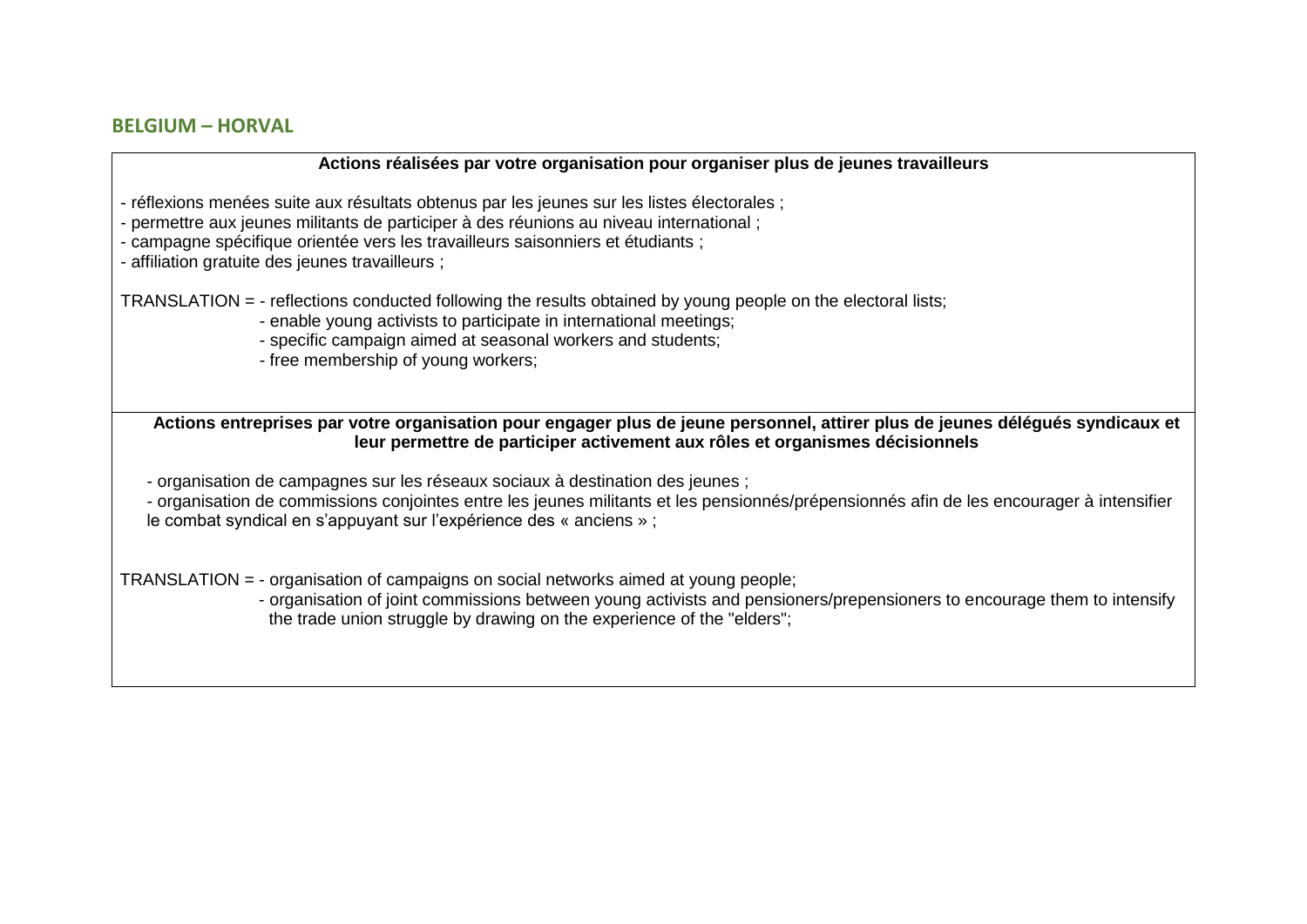## BELGIUM – HORVAL

| Actions réalisées par votre organisation pour organiser plus de jeunes travailleurs |
|---|
| - réflexions menées suite aux résultats obtenus par les jeunes sur les listes électorales ;<br>- permettre aux jeunes militants de participer à des réunions au niveau international ;<br>- campagne spécifique orientée vers les travailleurs saisonniers et étudiants ;<br>- affiliation gratuite des jeunes travailleurs ;<br><br>TRANSLATION = - reflections conducted following the results obtained by young people on the electoral lists;<br>- enable young activists to participate in international meetings;<br>- specific campaign aimed at seasonal workers and students;<br>- free membership of young workers; |
| **Actions entreprises par votre organisation pour engager plus de jeune personnel, attirer plus de jeunes délégués syndicaux et leur permettre de participer activement aux rôles et organismes décisionnels** |
| - organisation de campagnes sur les réseaux sociaux à destination des jeunes ;<br>- organisation de commissions conjointes entre les jeunes militants et les pensionnés/prépensionnés afin de les encourager à intensifier le combat syndical en s'appuyant sur l'expérience des « anciens » ;<br><br>TRANSLATION = - organisation of campaigns on social networks aimed at young people;<br>- organisation of joint commissions between young activists and pensioners/prepensioners to encourage them to intensify the trade union struggle by drawing on the experience of the "elders"; |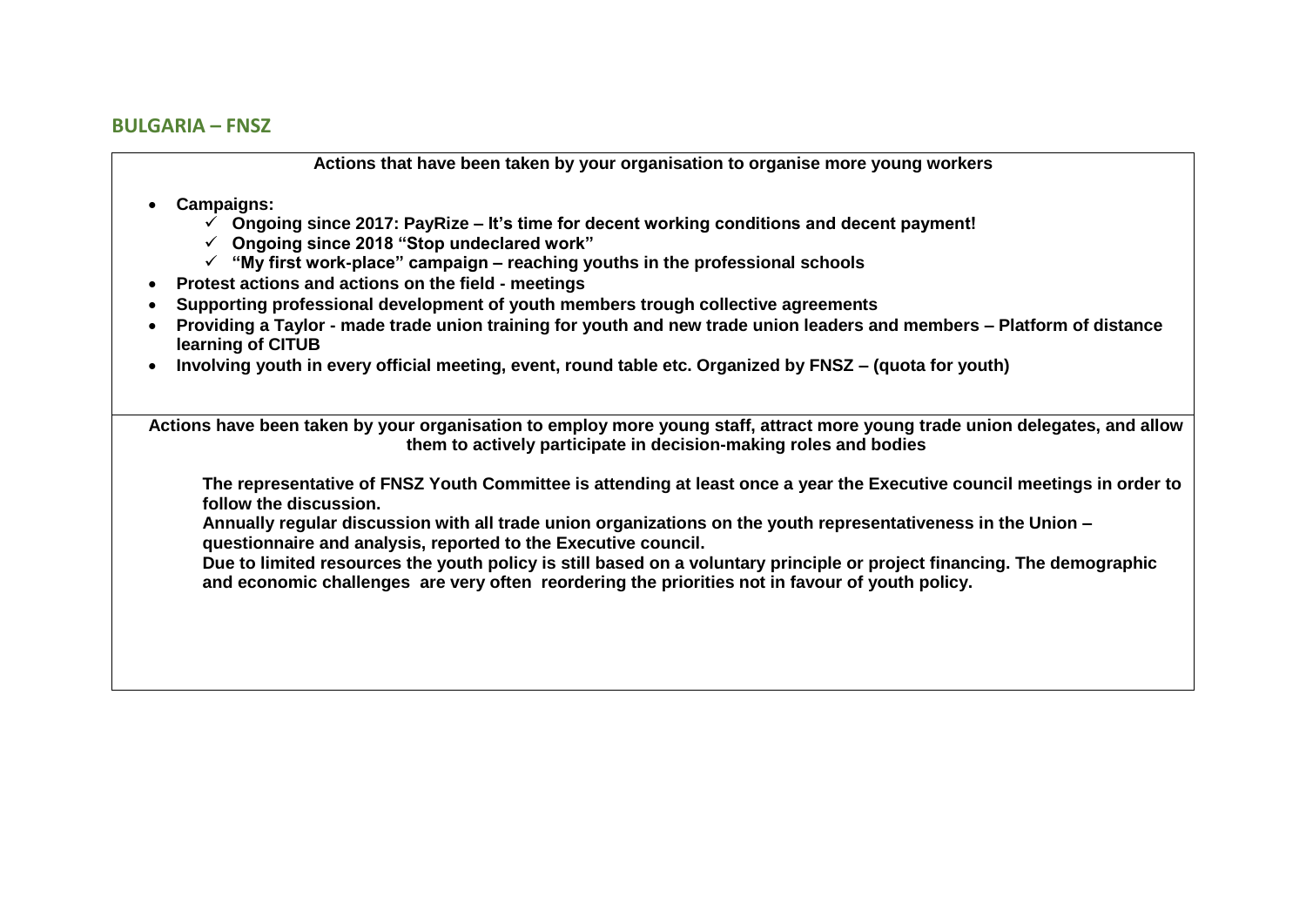## BULGARIA – FNSZ

| **Actions that have been taken by your organisation to organise more young workers** |
|---|
| • **Campaigns:**<br>&nbsp;&nbsp;&nbsp;&nbsp;✓ **Ongoing since 2017: PayRize – It's time for decent working conditions and decent payment!**<br>&nbsp;&nbsp;&nbsp;&nbsp;✓ **Ongoing since 2018 "Stop undeclared work"**<br>&nbsp;&nbsp;&nbsp;&nbsp;✓ **"My first work-place" campaign – reaching youths in the professional schools**<br>• **Protest actions and actions on the field - meetings**<br>• **Supporting professional development of youth members trough collective agreements**<br>• **Providing a Taylor - made trade union training for youth and new trade union leaders and members – Platform of distance learning of CITUB**<br>• **Involving youth in every official meeting, event, round table etc. Organized by FNSZ – (quota for youth)** |
| **Actions have been taken by your organisation to employ more young staff, attract more young trade union delegates, and allow them to actively participate in decision-making roles and bodies** |
| **The representative of FNSZ Youth Committee is attending at least once a year the Executive council meetings in order to follow the discussion.**<br>**Annually regular discussion with all trade union organizations on the youth representativeness in the Union – questionnaire and analysis, reported to the Executive council.**<br>**Due to limited resources the youth policy is still based on a voluntary principle or project financing. The demographic and economic challenges are very often reordering the priorities not in favour of youth policy.** |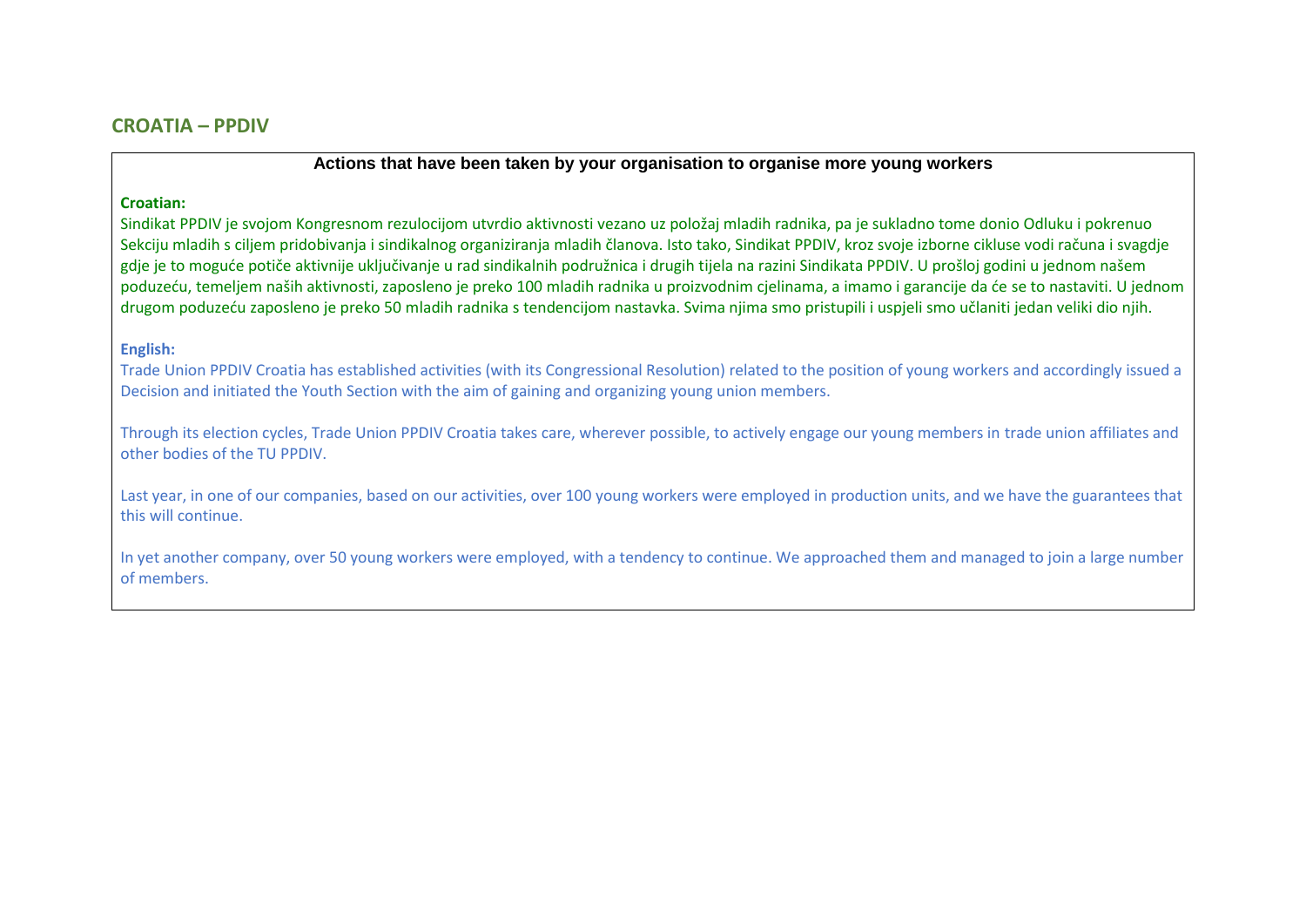## CROATIA – PPDIV

**Actions that have been taken by your organisation to organise more young workers**

**Croatian:**

Sindikat PPDIV je svojom Kongresnom rezulocijom utvrdio aktivnosti vezano uz položaj mladih radnika, pa je sukladno tome donio Odluku i pokrenuo Sekciju mladih s ciljem pridobivanja i sindikalnog organiziranja mladih članova. Isto tako, Sindikat PPDIV, kroz svoje izborne cikluse vodi računa i svagdje gdje je to moguće potiče aktivnije uključivanje u rad sindikalnih podružnica i drugih tijela na razini Sindikata PPDIV. U prošloj godini u jednom našem poduzeću, temeljem naših aktivnosti, zaposleno je preko 100 mladih radnika u proizvodnim cjelinama, a imamo i garancije da će se to nastaviti. U jednom drugom poduzeću zaposleno je preko 50 mladih radnika s tendencijom nastavka. Svima njima smo pristupili i uspjeli smo učlaniti jedan veliki dio njih.

**English:**

Trade Union PPDIV Croatia has established activities (with its Congressional Resolution) related to the position of young workers and accordingly issued a Decision and initiated the Youth Section with the aim of gaining and organizing young union members.

Through its election cycles, Trade Union PPDIV Croatia takes care, wherever possible, to actively engage our young members in trade union affiliates and other bodies of the TU PPDIV.

Last year, in one of our companies, based on our activities, over 100 young workers were employed in production units, and we have the guarantees that this will continue.

In yet another company, over 50 young workers were employed, with a tendency to continue. We approached them and managed to join a large number of members.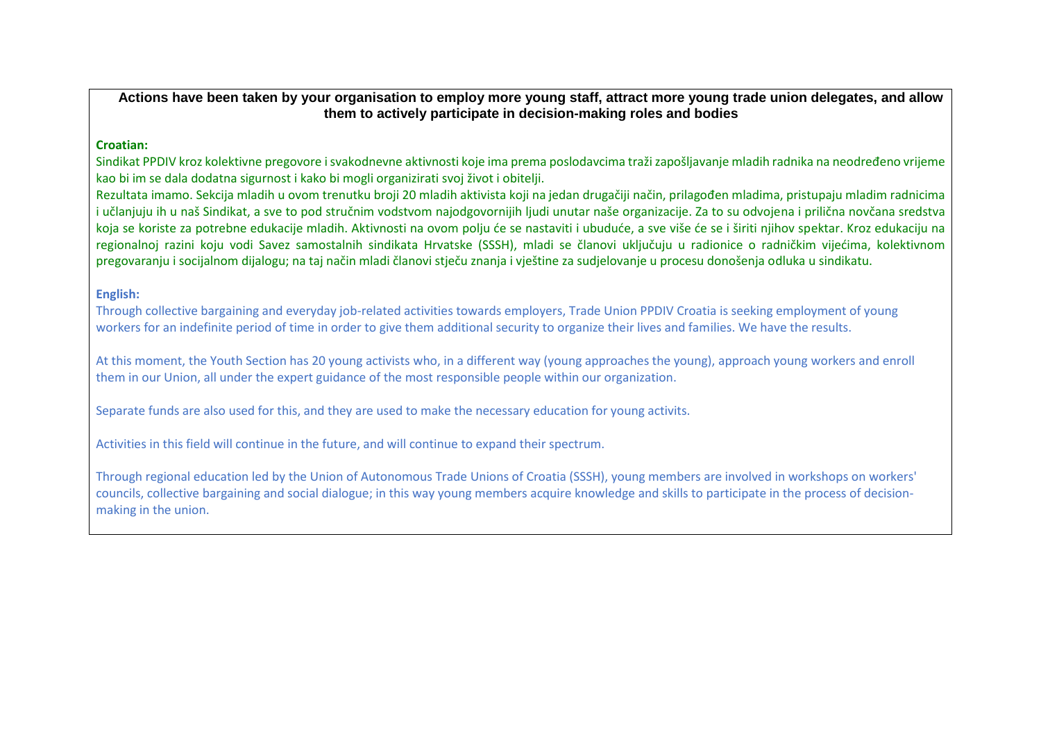**Actions have been taken by your organisation to employ more young staff, attract more young trade union delegates, and allow them to actively participate in decision-making roles and bodies**

**Croatian:**

Sindikat PPDIV kroz kolektivne pregovore i svakodnevne aktivnosti koje ima prema poslodavcima traži zapošljavanje mladih radnika na neodređeno vrijeme kao bi im se dala dodatna sigurnost i kako bi mogli organizirati svoj život i obitelji.

Rezultata imamo. Sekcija mladih u ovom trenutku broji 20 mladih aktivista koji na jedan drugačiji način, prilagođen mladima, pristupaju mladim radnicima i učlanjuju ih u naš Sindikat, a sve to pod stručnim vodstvom najodgovornijih ljudi unutar naše organizacije. Za to su odvojena i prilična novčana sredstva koja se koriste za potrebne edukacije mladih. Aktivnosti na ovom polju će se nastaviti i ubuduće, a sve više će se i širiti njihov spektar. Kroz edukaciju na regionalnoj razini koju vodi Savez samostalnih sindikata Hrvatske (SSSH), mladi se članovi uključuju u radionice o radničkim vijećima, kolektivnom pregovaranju i socijalnom dijalogu; na taj način mladi članovi stječu znanja i vještine za sudjelovanje u procesu donošenja odluka u sindikatu.

**English:**

Through collective bargaining and everyday job-related activities towards employers, Trade Union PPDIV Croatia is seeking employment of young workers for an indefinite period of time in order to give them additional security to organize their lives and families. We have the results.

At this moment, the Youth Section has 20 young activists who, in a different way (young approaches the young), approach young workers and enroll them in our Union, all under the expert guidance of the most responsible people within our organization.

Separate funds are also used for this, and they are used to make the necessary education for young activits.

Activities in this field will continue in the future, and will continue to expand their spectrum.

Through regional education led by the Union of Autonomous Trade Unions of Croatia (SSSH), young members are involved in workshops on workers' councils, collective bargaining and social dialogue; in this way young members acquire knowledge and skills to participate in the process of decision-making in the union.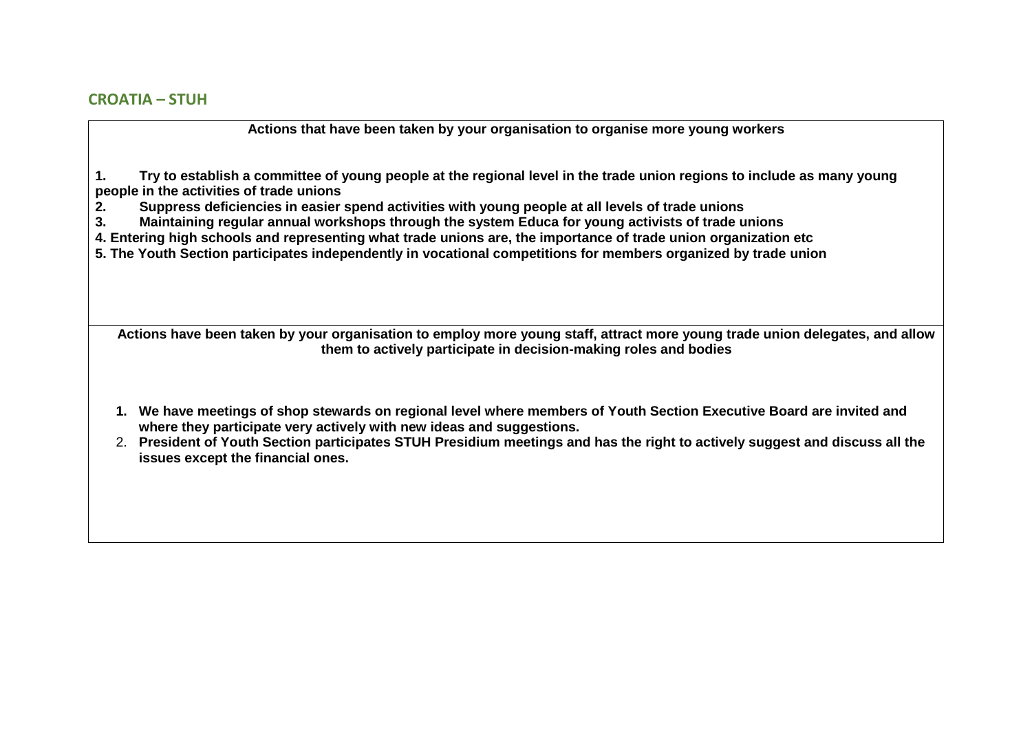## CROATIA – STUH

| **Actions that have been taken by your organisation to organise more young workers** |
|---|
| **1. Try to establish a committee of young people at the regional level in the trade union regions to include as many young people in the activities of trade unions**<br>**2. Suppress deficiencies in easier spend activities with young people at all levels of trade unions**<br>**3. Maintaining regular annual workshops through the system Educa for young activists of trade unions**<br>**4. Entering high schools and representing what trade unions are, the importance of trade union organization etc**<br>**5. The Youth Section participates independently in vocational competitions for members organized by trade union** |
| **Actions have been taken by your organisation to employ more young staff, attract more young trade union delegates, and allow them to actively participate in decision-making roles and bodies** |
| **1. We have meetings of shop stewards on regional level where members of Youth Section Executive Board are invited and where they participate very actively with new ideas and suggestions.**<br>2. **President of Youth Section participates STUH Presidium meetings and has the right to actively suggest and discuss all the issues except the financial ones.** |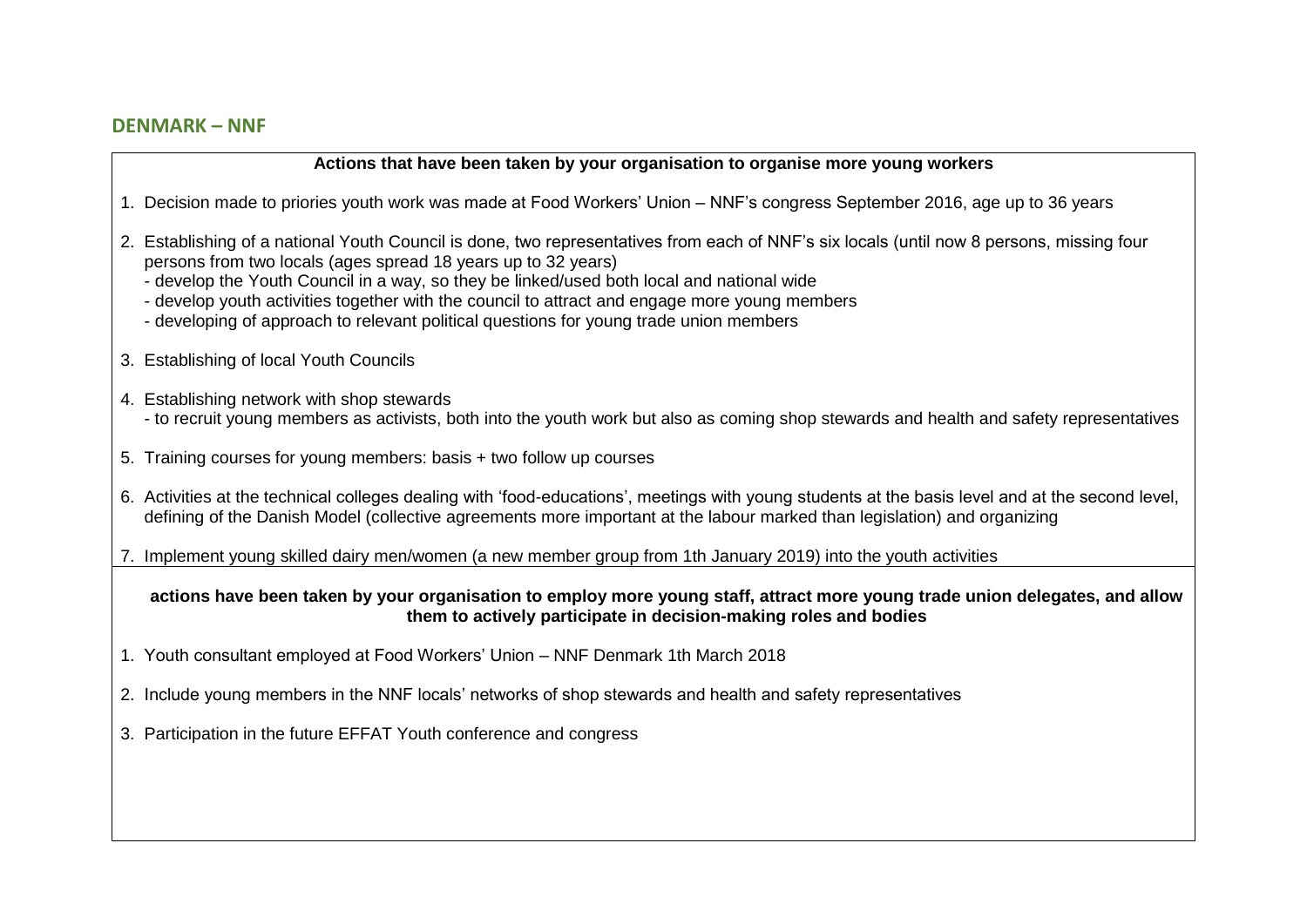## DENMARK – NNF

**Actions that have been taken by your organisation to organise more young workers**

1. Decision made to priories youth work was made at Food Workers' Union – NNF's congress September 2016, age up to 36 years
2. Establishing of a national Youth Council is done, two representatives from each of NNF's six locals (until now 8 persons, missing four persons from two locals (ages spread 18 years up to 32 years)
   - develop the Youth Council in a way, so they be linked/used both local and national wide
   - develop youth activities together with the council to attract and engage more young members
   - developing of approach to relevant political questions for young trade union members
3. Establishing of local Youth Councils
4. Establishing network with shop stewards
   - to recruit young members as activists, both into the youth work but also as coming shop stewards and health and safety representatives
5. Training courses for young members: basis + two follow up courses
6. Activities at the technical colleges dealing with 'food-educations', meetings with young students at the basis level and at the second level, defining of the Danish Model (collective agreements more important at the labour marked than legislation) and organizing
7. Implement young skilled dairy men/women (a new member group from 1th January 2019) into the youth activities

**actions have been taken by your organisation to employ more young staff, attract more young trade union delegates, and allow them to actively participate in decision-making roles and bodies**

1. Youth consultant employed at Food Workers' Union – NNF Denmark 1th March 2018
2. Include young members in the NNF locals' networks of shop stewards and health and safety representatives
3. Participation in the future EFFAT Youth conference and congress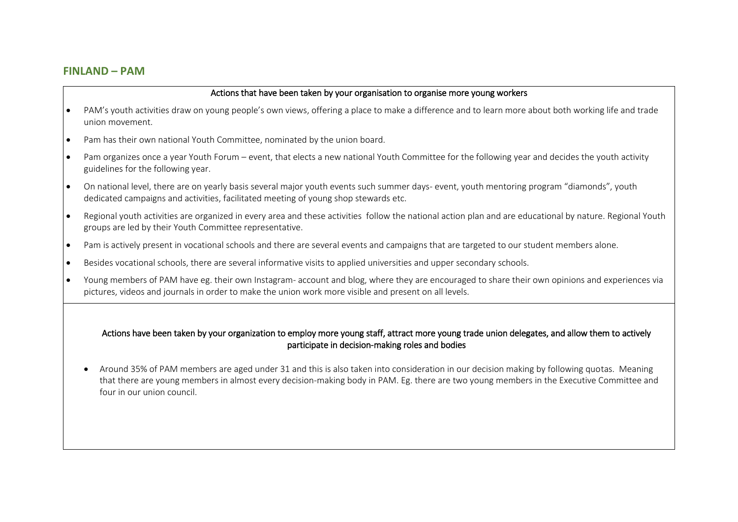## FINLAND – PAM

**Actions that have been taken by your organisation to organise more young workers**

- PAM's youth activities draw on young people's own views, offering a place to make a difference and to learn more about both working life and trade union movement.
- Pam has their own national Youth Committee, nominated by the union board.
- Pam organizes once a year Youth Forum – event, that elects a new national Youth Committee for the following year and decides the youth activity guidelines for the following year.
- On national level, there are on yearly basis several major youth events such summer days- event, youth mentoring program "diamonds", youth dedicated campaigns and activities, facilitated meeting of young shop stewards etc.
- Regional youth activities are organized in every area and these activities follow the national action plan and are educational by nature. Regional Youth groups are led by their Youth Committee representative.
- Pam is actively present in vocational schools and there are several events and campaigns that are targeted to our student members alone.
- Besides vocational schools, there are several informative visits to applied universities and upper secondary schools.
- Young members of PAM have eg. their own Instagram- account and blog, where they are encouraged to share their own opinions and experiences via pictures, videos and journals in order to make the union work more visible and present on all levels.

**Actions have been taken by your organization to employ more young staff, attract more young trade union delegates, and allow them to actively participate in decision-making roles and bodies**

- Around 35% of PAM members are aged under 31 and this is also taken into consideration in our decision making by following quotas. Meaning that there are young members in almost every decision-making body in PAM. Eg. there are two young members in the Executive Committee and four in our union council.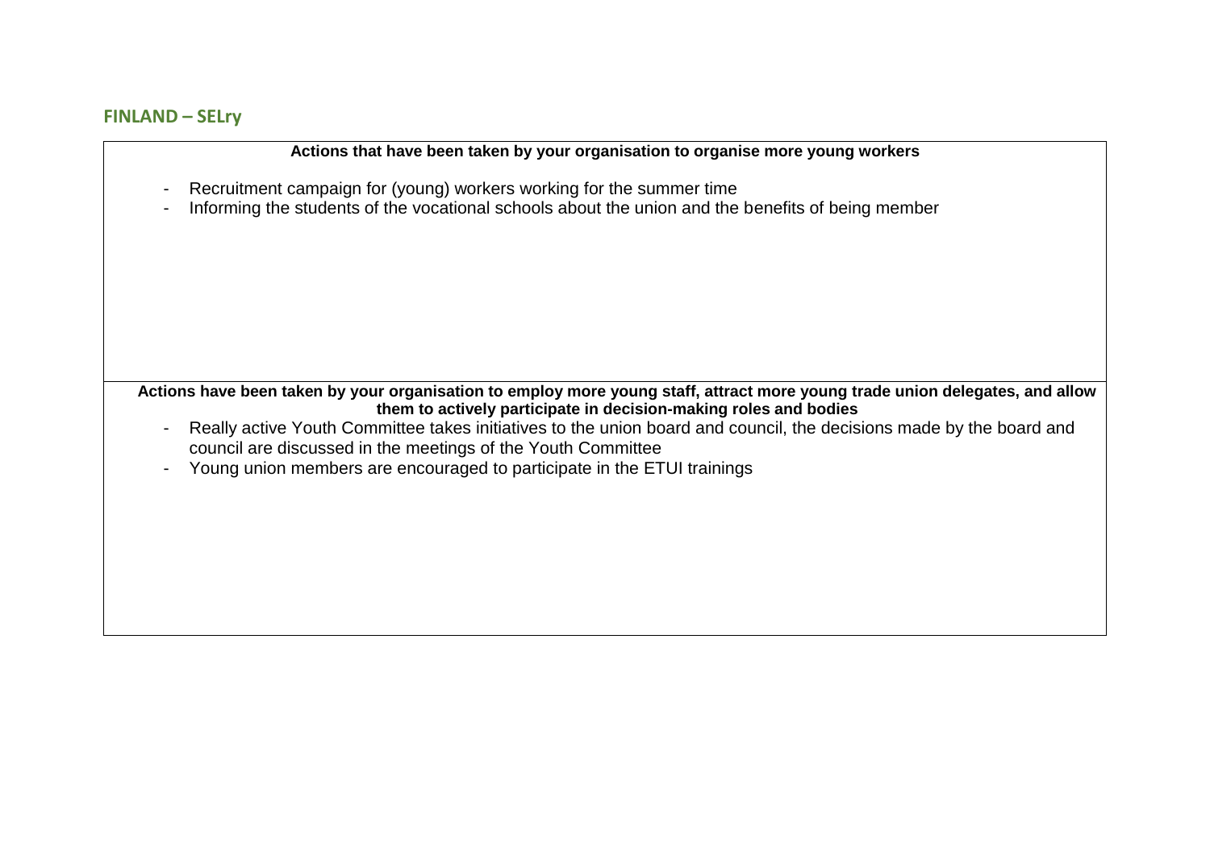## FINLAND – SELry

**Actions that have been taken by your organisation to organise more young workers**

- Recruitment campaign for (young) workers working for the summer time
- Informing the students of the vocational schools about the union and the benefits of being member

**Actions have been taken by your organisation to employ more young staff, attract more young trade union delegates, and allow them to actively participate in decision-making roles and bodies**

- Really active Youth Committee takes initiatives to the union board and council, the decisions made by the board and council are discussed in the meetings of the Youth Committee
- Young union members are encouraged to participate in the ETUI trainings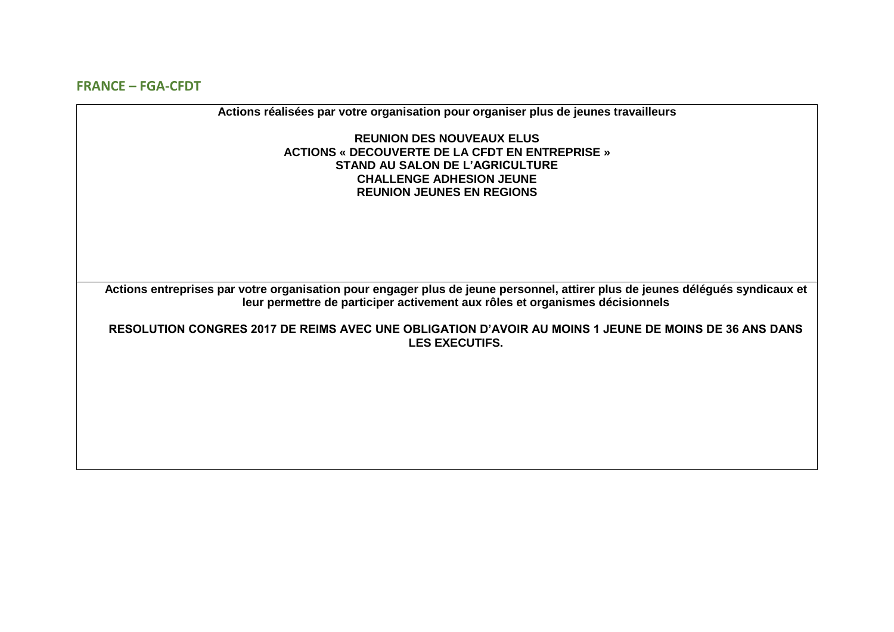## FRANCE – FGA-CFDT

| **Actions réalisées par votre organisation pour organiser plus de jeunes travailleurs** |
| --- |
| **REUNION DES NOUVEAUX ELUS**<br>**ACTIONS « DECOUVERTE DE LA CFDT EN ENTREPRISE »**<br>**STAND AU SALON DE L'AGRICULTURE**<br>**CHALLENGE ADHESION JEUNE**<br>**REUNION JEUNES EN REGIONS** |
| **Actions entreprises par votre organisation pour engager plus de jeune personnel, attirer plus de jeunes délégués syndicaux et leur permettre de participer activement aux rôles et organismes décisionnels** |
| **RESOLUTION CONGRES 2017 DE REIMS AVEC UNE OBLIGATION D'AVOIR AU MOINS 1 JEUNE DE MOINS DE 36 ANS DANS LES EXECUTIFS.** |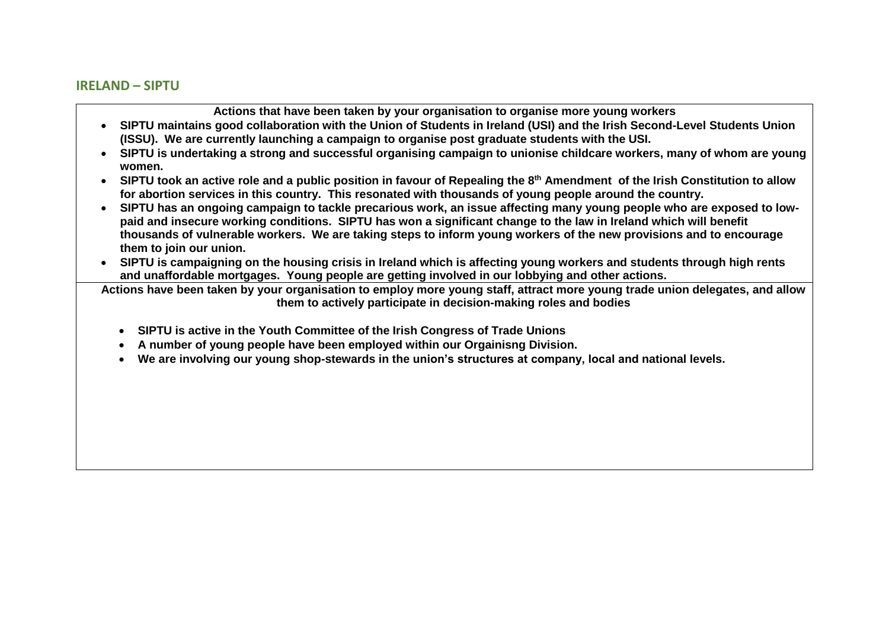## IRELAND – SIPTU

**Actions that have been taken by your organisation to organise more young workers**

- **SIPTU maintains good collaboration with the Union of Students in Ireland (USI) and the Irish Second-Level Students Union (ISSU). We are currently launching a campaign to organise post graduate students with the USI.**
- **SIPTU is undertaking a strong and successful organising campaign to unionise childcare workers, many of whom are young women.**
- **SIPTU took an active role and a public position in favour of Repealing the 8th Amendment of the Irish Constitution to allow for abortion services in this country. This resonated with thousands of young people around the country.**
- **SIPTU has an ongoing campaign to tackle precarious work, an issue affecting many young people who are exposed to low-paid and insecure working conditions. SIPTU has won a significant change to the law in Ireland which will benefit thousands of vulnerable workers. We are taking steps to inform young workers of the new provisions and to encourage them to join our union.**
- **SIPTU is campaigning on the housing crisis in Ireland which is affecting young workers and students through high rents and unaffordable mortgages. Young people are getting involved in our lobbying and other actions.**

**Actions have been taken by your organisation to employ more young staff, attract more young trade union delegates, and allow them to actively participate in decision-making roles and bodies**

- **SIPTU is active in the Youth Committee of the Irish Congress of Trade Unions**
- **A number of young people have been employed within our Orgainisng Division.**
- **We are involving our young shop-stewards in the union's structures at company, local and national levels.**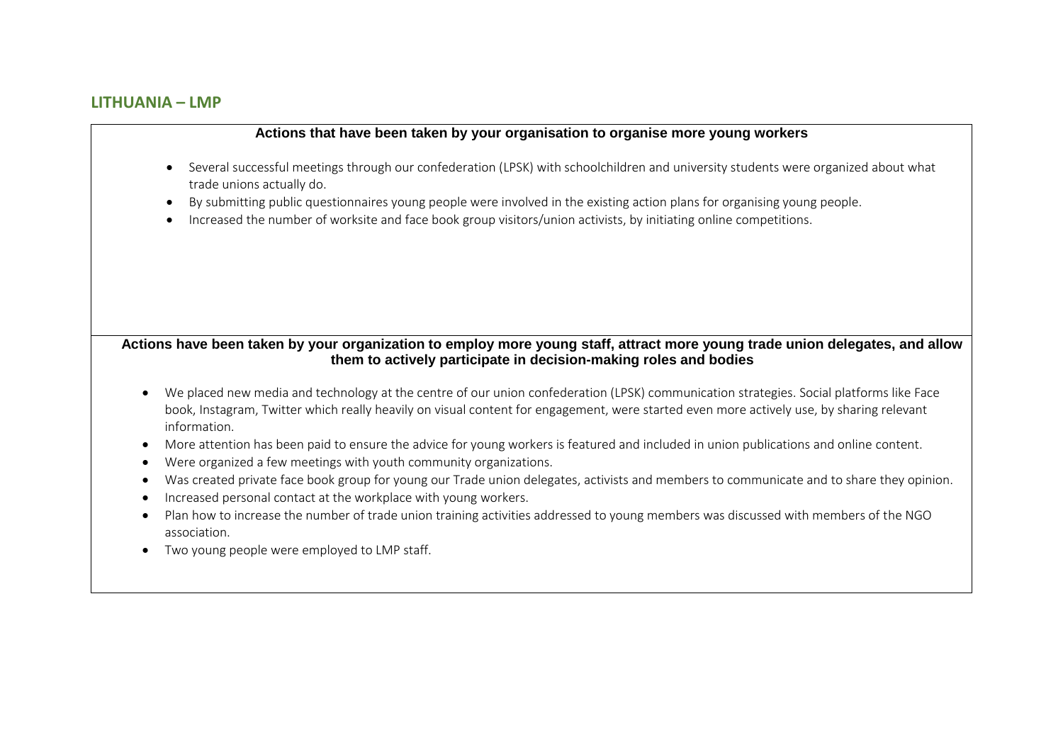## LITHUANIA – LMP

### Actions that have been taken by your organisation to organise more young workers

- Several successful meetings through our confederation (LPSK) with schoolchildren and university students were organized about what trade unions actually do.
- By submitting public questionnaires young people were involved in the existing action plans for organising young people.
- Increased the number of worksite and face book group visitors/union activists, by initiating online competitions.

### Actions have been taken by your organization to employ more young staff, attract more young trade union delegates, and allow them to actively participate in decision-making roles and bodies

- We placed new media and technology at the centre of our union confederation (LPSK) communication strategies. Social platforms like Face book, Instagram, Twitter which really heavily on visual content for engagement, were started even more actively use, by sharing relevant information.
- More attention has been paid to ensure the advice for young workers is featured and included in union publications and online content.
- Were organized a few meetings with youth community organizations.
- Was created private face book group for young our Trade union delegates, activists and members to communicate and to share they opinion.
- Increased personal contact at the workplace with young workers.
- Plan how to increase the number of trade union training activities addressed to young members was discussed with members of the NGO association.
- Two young people were employed to LMP staff.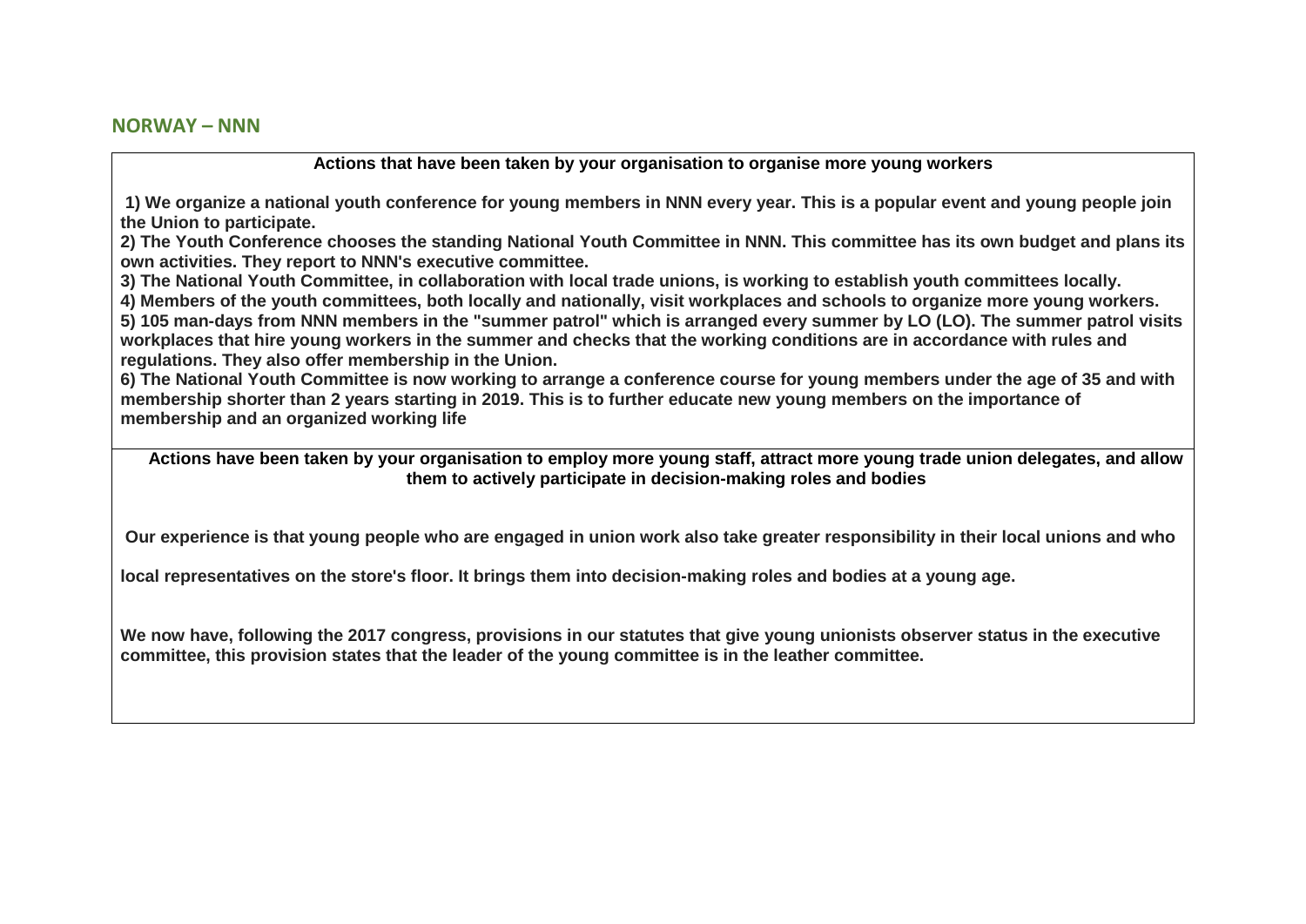## NORWAY – NNN

| Actions that have been taken by your organisation to organise more young workers |
|---|
| **1) We organize a national youth conference for young members in NNN every year. This is a popular event and young people join the Union to participate.**<br>**2) The Youth Conference chooses the standing National Youth Committee in NNN. This committee has its own budget and plans its own activities. They report to NNN's executive committee.**<br>**3) The National Youth Committee, in collaboration with local trade unions, is working to establish youth committees locally.**<br>**4) Members of the youth committees, both locally and nationally, visit workplaces and schools to organize more young workers.**<br>**5) 105 man-days from NNN members in the "summer patrol" which is arranged every summer by LO (LO). The summer patrol visits workplaces that hire young workers in the summer and checks that the working conditions are in accordance with rules and regulations. They also offer membership in the Union.**<br>**6) The National Youth Committee is now working to arrange a conference course for young members under the age of 35 and with membership shorter than 2 years starting in 2019. This is to further educate new young members on the importance of membership and an organized working life** |
| **Actions have been taken by your organisation to employ more young staff, attract more young trade union delegates, and allow them to actively participate in decision-making roles and bodies** |
| **Our experience is that young people who are engaged in union work also take greater responsibility in their local unions and who**<br><br>**local representatives on the store's floor. It brings them into decision-making roles and bodies at a young age.**<br><br>**We now have, following the 2017 congress, provisions in our statutes that give young unionists observer status in the executive committee, this provision states that the leader of the young committee is in the leather committee.** |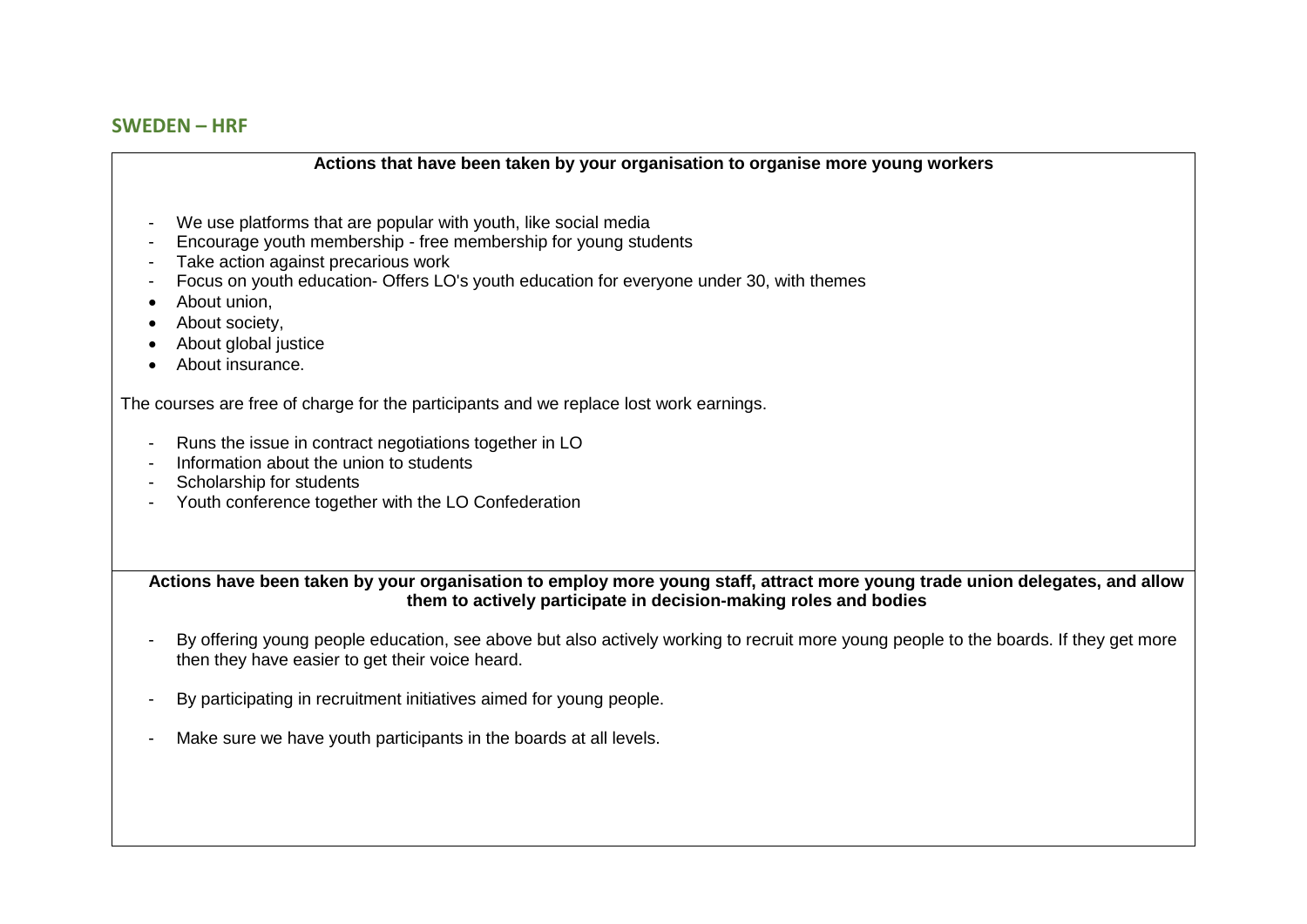## SWEDEN – HRF

**Actions that have been taken by your organisation to organise more young workers**

- We use platforms that are popular with youth, like social media
- Encourage youth membership - free membership for young students
- Take action against precarious work
- Focus on youth education- Offers LO's youth education for everyone under 30, with themes
- About union,
- About society,
- About global justice
- About insurance.

The courses are free of charge for the participants and we replace lost work earnings.

- Runs the issue in contract negotiations together in LO
- Information about the union to students
- Scholarship for students
- Youth conference together with the LO Confederation

**Actions have been taken by your organisation to employ more young staff, attract more young trade union delegates, and allow them to actively participate in decision-making roles and bodies**

- By offering young people education, see above but also actively working to recruit more young people to the boards. If they get more then they have easier to get their voice heard.
- By participating in recruitment initiatives aimed for young people.
- Make sure we have youth participants in the boards at all levels.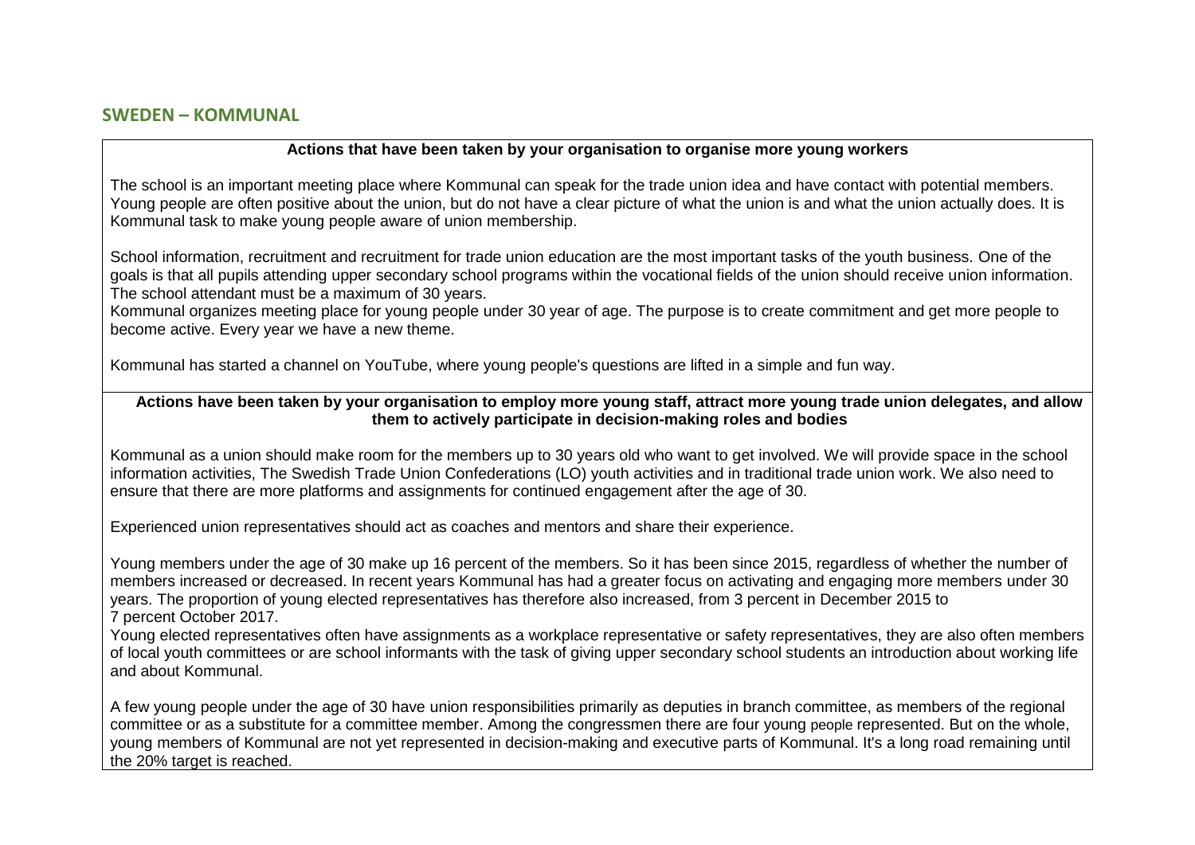## SWEDEN – KOMMUNAL

**Actions that have been taken by your organisation to organise more young workers**

The school is an important meeting place where Kommunal can speak for the trade union idea and have contact with potential members. Young people are often positive about the union, but do not have a clear picture of what the union is and what the union actually does. It is Kommunal task to make young people aware of union membership.

School information, recruitment and recruitment for trade union education are the most important tasks of the youth business. One of the goals is that all pupils attending upper secondary school programs within the vocational fields of the union should receive union information. The school attendant must be a maximum of 30 years.
Kommunal organizes meeting place for young people under 30 year of age. The purpose is to create commitment and get more people to become active. Every year we have a new theme.

Kommunal has started a channel on YouTube, where young people's questions are lifted in a simple and fun way.

**Actions have been taken by your organisation to employ more young staff, attract more young trade union delegates, and allow them to actively participate in decision-making roles and bodies**

Kommunal as a union should make room for the members up to 30 years old who want to get involved. We will provide space in the school information activities, The Swedish Trade Union Confederations (LO) youth activities and in traditional trade union work. We also need to ensure that there are more platforms and assignments for continued engagement after the age of 30.

Experienced union representatives should act as coaches and mentors and share their experience.

Young members under the age of 30 make up 16 percent of the members. So it has been since 2015, regardless of whether the number of members increased or decreased. In recent years Kommunal has had a greater focus on activating and engaging more members under 30 years. The proportion of young elected representatives has therefore also increased, from 3 percent in December 2015 to 7 percent October 2017.
Young elected representatives often have assignments as a workplace representative or safety representatives, they are also often members of local youth committees or are school informants with the task of giving upper secondary school students an introduction about working life and about Kommunal.

A few young people under the age of 30 have union responsibilities primarily as deputies in branch committee, as members of the regional committee or as a substitute for a committee member. Among the congressmen there are four young people represented. But on the whole, young members of Kommunal are not yet represented in decision-making and executive parts of Kommunal. It's a long road remaining until the 20% target is reached.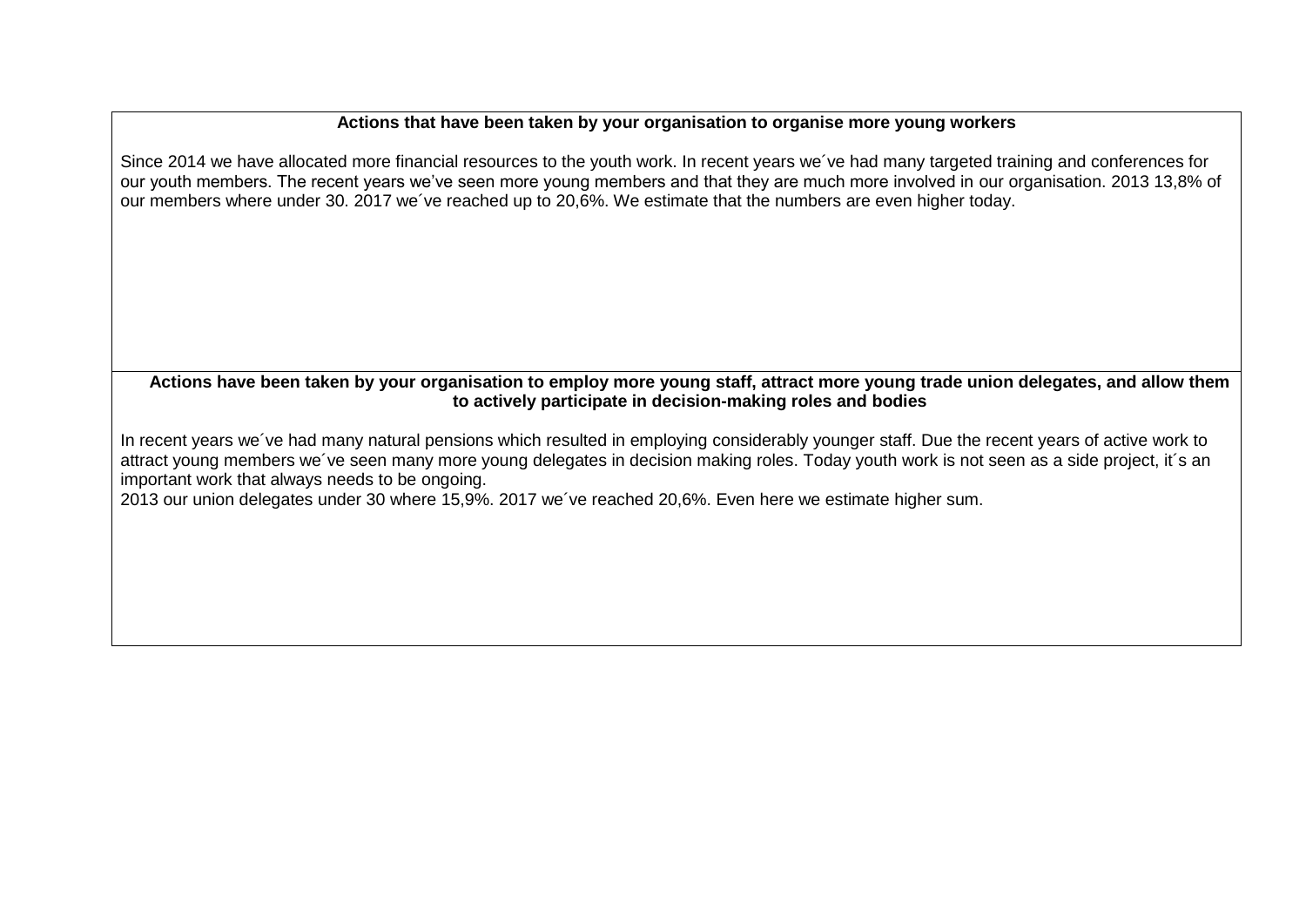| Actions that have been taken by your organisation to organise more young workers |
| --- |
| Since 2014 we have allocated more financial resources to the youth work. In recent years we´ve had many targeted training and conferences for our youth members. The recent years we've seen more young members and that they are much more involved in our organisation. 2013 13,8% of our members where under 30. 2017 we´ve reached up to 20,6%. We estimate that the numbers are even higher today. |
| **Actions have been taken by your organisation to employ more young staff, attract more young trade union delegates, and allow them to actively participate in decision-making roles and bodies** |
| In recent years we´ve had many natural pensions which resulted in employing considerably younger staff. Due the recent years of active work to attract young members we´ve seen many more young delegates in decision making roles. Today youth work is not seen as a side project, it´s an important work that always needs to be ongoing.<br>2013 our union delegates under 30 where 15,9%. 2017 we´ve reached 20,6%. Even here we estimate higher sum. |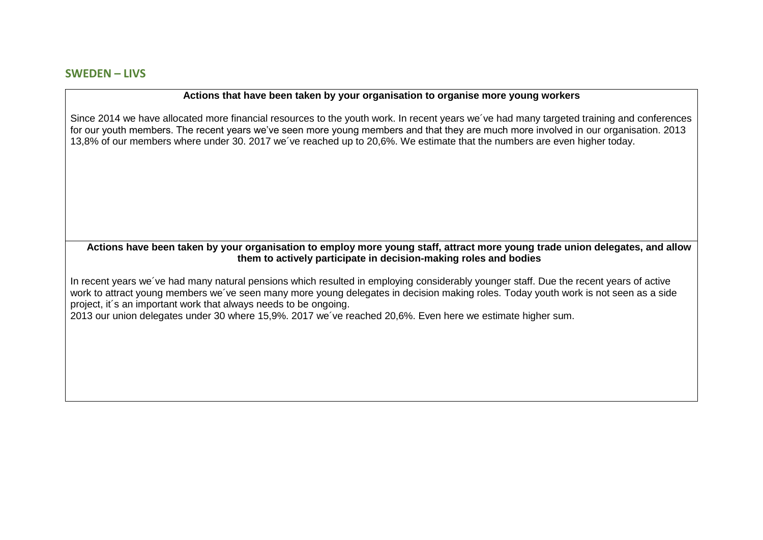## SWEDEN – LIVS

| Actions that have been taken by your organisation to organise more young workers |
|---|
| Since 2014 we have allocated more financial resources to the youth work. In recent years we´ve had many targeted training and conferences for our youth members. The recent years we've seen more young members and that they are much more involved in our organisation. 2013 13,8% of our members where under 30. 2017 we´ve reached up to 20,6%. We estimate that the numbers are even higher today. |
| **Actions have been taken by your organisation to employ more young staff, attract more young trade union delegates, and allow them to actively participate in decision-making roles and bodies** |
| In recent years we´ve had many natural pensions which resulted in employing considerably younger staff. Due the recent years of active work to attract young members we´ve seen many more young delegates in decision making roles. Today youth work is not seen as a side project, it´s an important work that always needs to be ongoing.<br>2013 our union delegates under 30 where 15,9%. 2017 we´ve reached 20,6%. Even here we estimate higher sum. |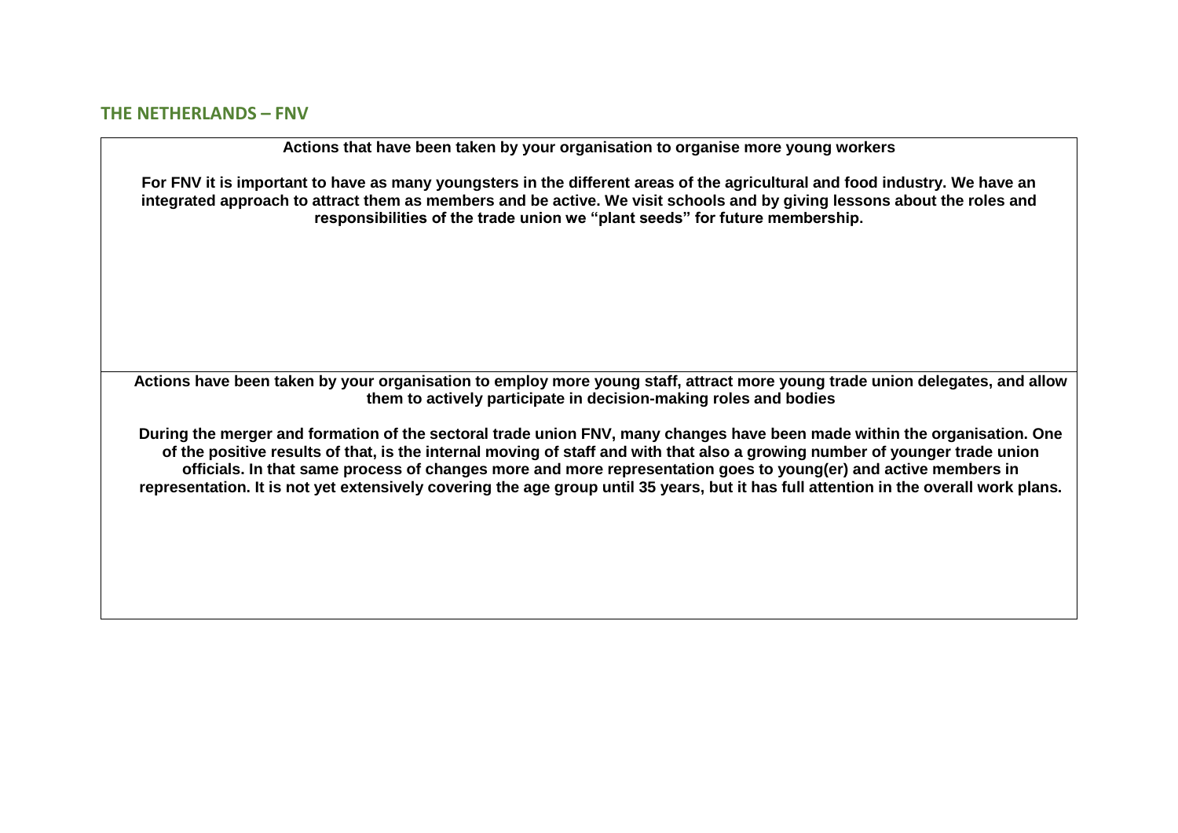## THE NETHERLANDS – FNV

| **Actions that have been taken by your organisation to organise more young workers** |
|---|
| **For FNV it is important to have as many youngsters in the different areas of the agricultural and food industry. We have an integrated approach to attract them as members and be active. We visit schools and by giving lessons about the roles and responsibilities of the trade union we "plant seeds" for future membership.** |
| **Actions have been taken by your organisation to employ more young staff, attract more young trade union delegates, and allow them to actively participate in decision-making roles and bodies** |
| **During the merger and formation of the sectoral trade union FNV, many changes have been made within the organisation. One of the positive results of that, is the internal moving of staff and with that also a growing number of younger trade union officials. In that same process of changes more and more representation goes to young(er) and active members in representation. It is not yet extensively covering the age group until 35 years, but it has full attention in the overall work plans.** |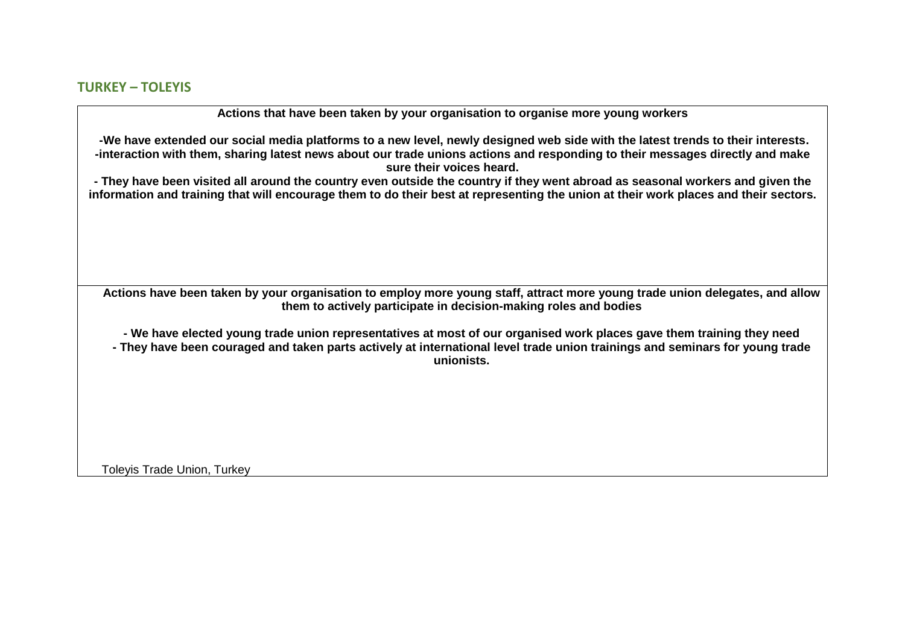## TURKEY – TOLEYIS

| |
|---|
| **Actions that have been taken by your organisation to organise more young workers**<br><br>**-We have extended our social media platforms to a new level, newly designed web side with the latest trends to their interests.**<br>**-interaction with them, sharing latest news about our trade unions actions and responding to their messages directly and make sure their voices heard.**<br>**- They have been visited all around the country even outside the country if they went abroad as seasonal workers and given the information and training that will encourage them to do their best at representing the union at their work places and their sectors.** |
| **Actions have been taken by your organisation to employ more young staff, attract more young trade union delegates, and allow them to actively participate in decision-making roles and bodies**<br><br>**- We have elected young trade union representatives at most of our organised work places gave them training they need**<br>**- They have been couraged and taken parts actively at international level trade union trainings and seminars for young trade unionists.**<br><br>Toleyis Trade Union, Turkey |